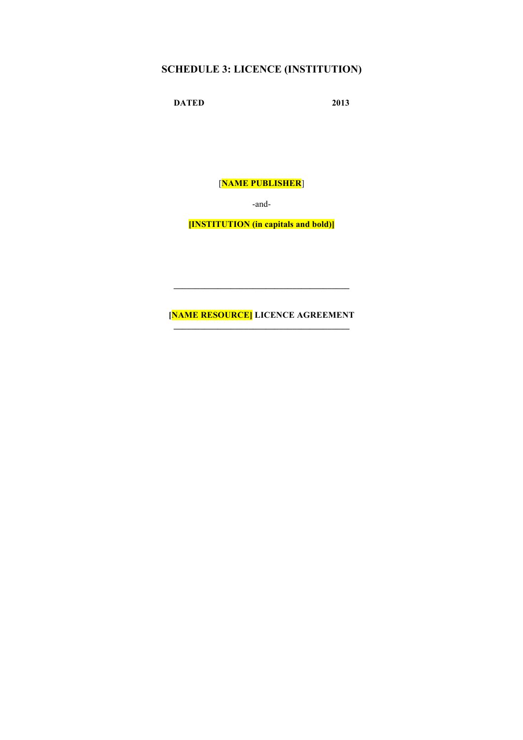# SCHEDULE 3: LICENCE (INSTITUTION)

**DATED 2013**

[**NAME PUBLISHER**]

-and-

**[INSTITUTION (in capitals and bold)]**

---

**[NAME RESOURCE] LICENCE AGREEMENT**

---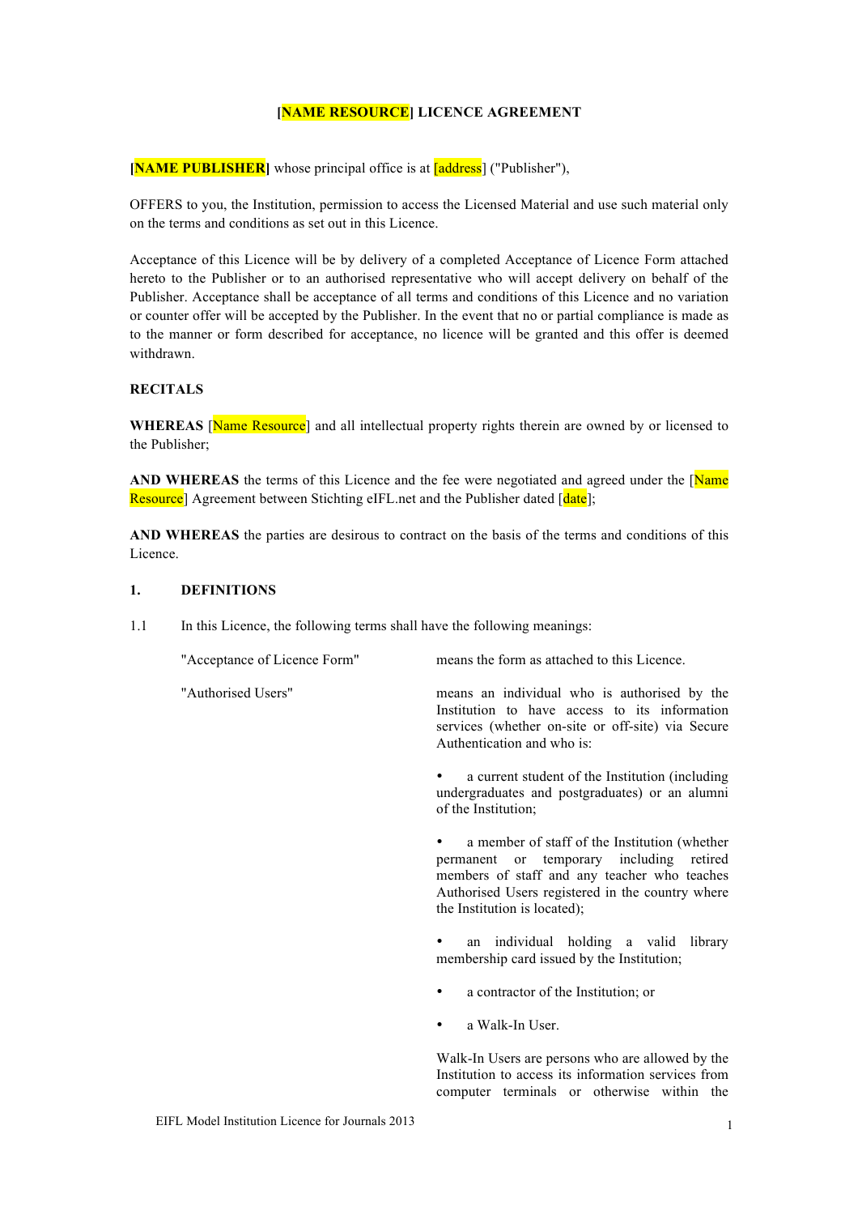# [NAME RESOURCE] LICENCE AGREEMENT

**[NAME PUBLISHER]** whose principal office is at [address] ("Publisher"),

OFFERS to you, the Institution, permission to access the Licensed Material and use such material only on the terms and conditions as set out in this Licence.

Acceptance of this Licence will be by delivery of a completed Acceptance of Licence Form attached hereto to the Publisher or to an authorised representative who will accept delivery on behalf of the Publisher. Acceptance shall be acceptance of all terms and conditions of this Licence and no variation or counter offer will be accepted by the Publisher. In the event that no or partial compliance is made as to the manner or form described for acceptance, no licence will be granted and this offer is deemed withdrawn.

**RECITALS**

**WHEREAS** [Name Resource] and all intellectual property rights therein are owned by or licensed to the Publisher;

**AND WHEREAS** the terms of this Licence and the fee were negotiated and agreed under the [Name Resource] Agreement between Stichting eIFL.net and the Publisher dated [date];

**AND WHEREAS** the parties are desirous to contract on the basis of the terms and conditions of this Licence.

**1. DEFINITIONS**

1.1 In this Licence, the following terms shall have the following meanings:

"Acceptance of Licence Form" means the form as attached to this Licence.

"Authorised Users" means an individual who is authorised by the Institution to have access to its information services (whether on-site or off-site) via Secure Authentication and who is:

- a current student of the Institution (including undergraduates and postgraduates) or an alumni of the Institution;
- a member of staff of the Institution (whether permanent or temporary including retired members of staff and any teacher who teaches Authorised Users registered in the country where the Institution is located);
- an individual holding a valid library membership card issued by the Institution;
- a contractor of the Institution; or
- a Walk-In User.

Walk-In Users are persons who are allowed by the Institution to access its information services from computer terminals or otherwise within the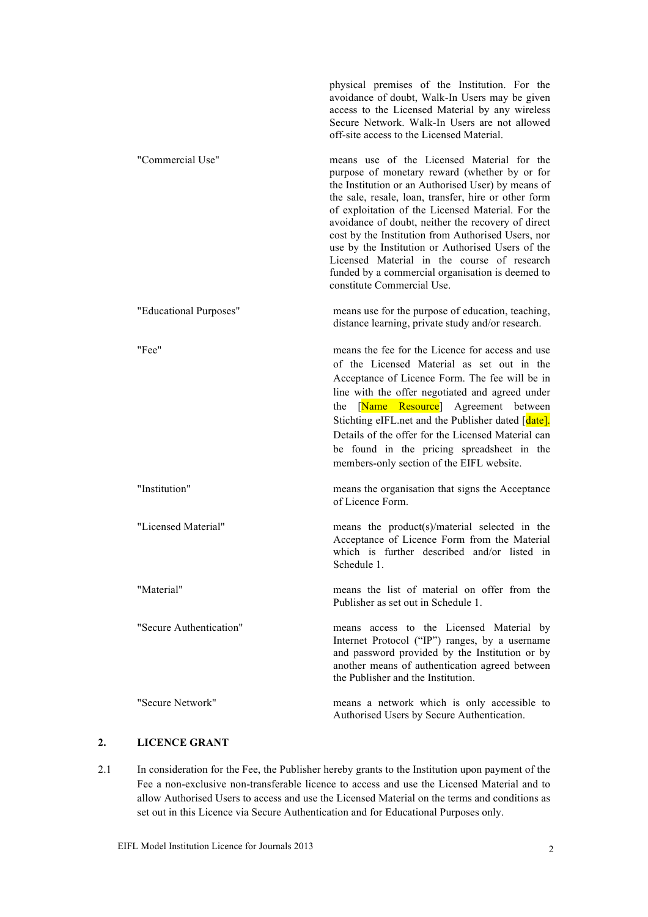physical premises of the Institution. For the avoidance of doubt, Walk-In Users may be given access to the Licensed Material by any wireless Secure Network. Walk-In Users are not allowed off-site access to the Licensed Material.

| | |
|---|---|
| "Commercial Use" | means use of the Licensed Material for the purpose of monetary reward (whether by or for the Institution or an Authorised User) by means of the sale, resale, loan, transfer, hire or other form of exploitation of the Licensed Material. For the avoidance of doubt, neither the recovery of direct cost by the Institution from Authorised Users, nor use by the Institution or Authorised Users of the Licensed Material in the course of research funded by a commercial organisation is deemed to constitute Commercial Use. |
| "Educational Purposes" | means use for the purpose of education, teaching, distance learning, private study and/or research. |
| "Fee" | means the fee for the Licence for access and use of the Licensed Material as set out in the Acceptance of Licence Form. The fee will be in line with the offer negotiated and agreed under the [Name Resource] Agreement between Stichting eIFL.net and the Publisher dated [date]. Details of the offer for the Licensed Material can be found in the pricing spreadsheet in the members-only section of the EIFL website. |
| "Institution" | means the organisation that signs the Acceptance of Licence Form. |
| "Licensed Material" | means the product(s)/material selected in the Acceptance of Licence Form from the Material which is further described and/or listed in Schedule 1. |
| "Material" | means the list of material on offer from the Publisher as set out in Schedule 1. |
| "Secure Authentication" | means access to the Licensed Material by Internet Protocol ("IP") ranges, by a username and password provided by the Institution or by another means of authentication agreed between the Publisher and the Institution. |
| "Secure Network" | means a network which is only accessible to Authorised Users by Secure Authentication. |

## 2. LICENCE GRANT

2.1 In consideration for the Fee, the Publisher hereby grants to the Institution upon payment of the Fee a non-exclusive non-transferable licence to access and use the Licensed Material and to allow Authorised Users to access and use the Licensed Material on the terms and conditions as set out in this Licence via Secure Authentication and for Educational Purposes only.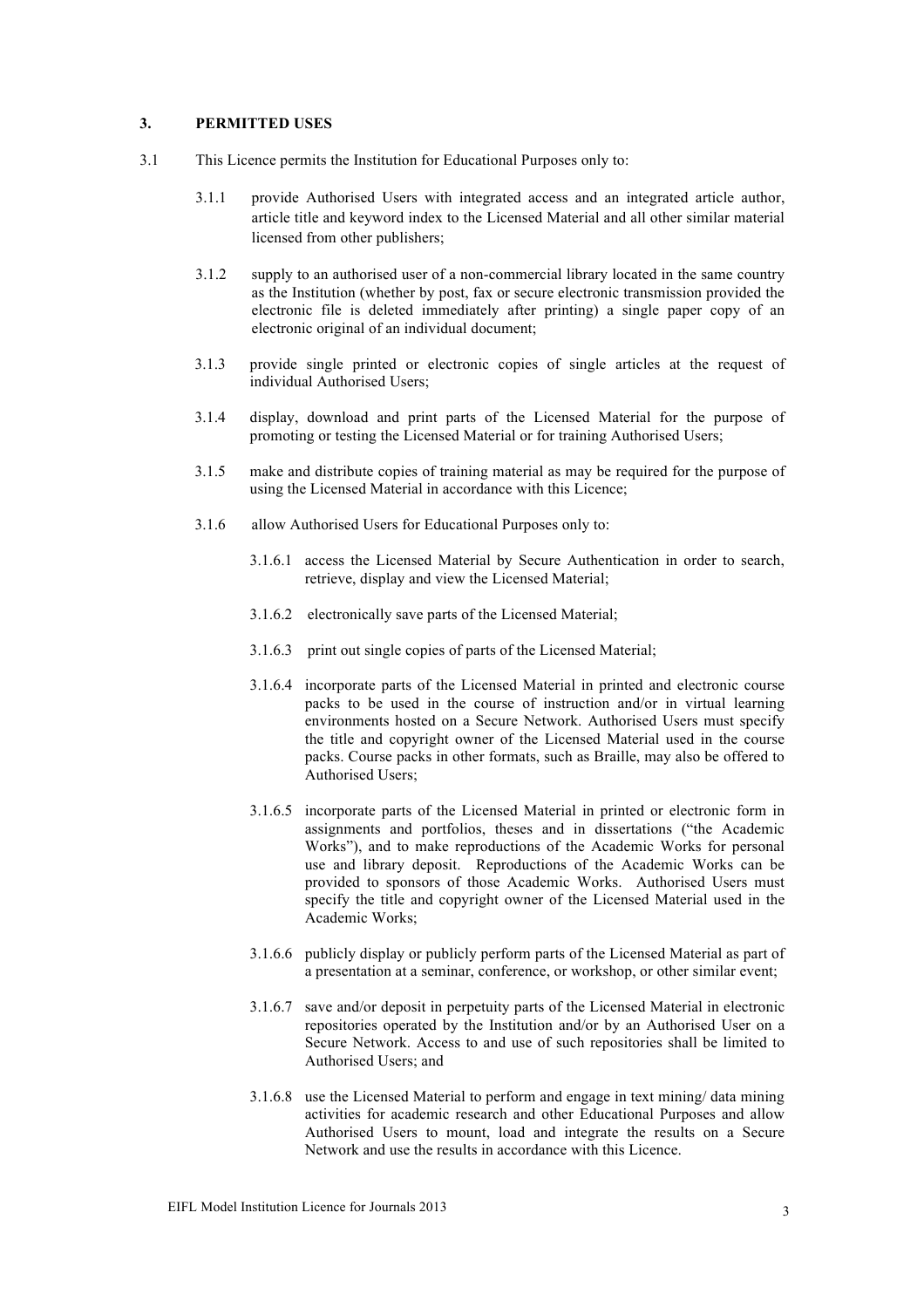## 3. PERMITTED USES

3.1 This Licence permits the Institution for Educational Purposes only to:

3.1.1 provide Authorised Users with integrated access and an integrated article author, article title and keyword index to the Licensed Material and all other similar material licensed from other publishers;

3.1.2 supply to an authorised user of a non-commercial library located in the same country as the Institution (whether by post, fax or secure electronic transmission provided the electronic file is deleted immediately after printing) a single paper copy of an electronic original of an individual document;

3.1.3 provide single printed or electronic copies of single articles at the request of individual Authorised Users;

3.1.4 display, download and print parts of the Licensed Material for the purpose of promoting or testing the Licensed Material or for training Authorised Users;

3.1.5 make and distribute copies of training material as may be required for the purpose of using the Licensed Material in accordance with this Licence;

3.1.6 allow Authorised Users for Educational Purposes only to:

3.1.6.1 access the Licensed Material by Secure Authentication in order to search, retrieve, display and view the Licensed Material;

3.1.6.2 electronically save parts of the Licensed Material;

3.1.6.3 print out single copies of parts of the Licensed Material;

3.1.6.4 incorporate parts of the Licensed Material in printed and electronic course packs to be used in the course of instruction and/or in virtual learning environments hosted on a Secure Network. Authorised Users must specify the title and copyright owner of the Licensed Material used in the course packs. Course packs in other formats, such as Braille, may also be offered to Authorised Users;

3.1.6.5 incorporate parts of the Licensed Material in printed or electronic form in assignments and portfolios, theses and in dissertations ("the Academic Works"), and to make reproductions of the Academic Works for personal use and library deposit. Reproductions of the Academic Works can be provided to sponsors of those Academic Works. Authorised Users must specify the title and copyright owner of the Licensed Material used in the Academic Works;

3.1.6.6 publicly display or publicly perform parts of the Licensed Material as part of a presentation at a seminar, conference, or workshop, or other similar event;

3.1.6.7 save and/or deposit in perpetuity parts of the Licensed Material in electronic repositories operated by the Institution and/or by an Authorised User on a Secure Network. Access to and use of such repositories shall be limited to Authorised Users; and

3.1.6.8 use the Licensed Material to perform and engage in text mining/ data mining activities for academic research and other Educational Purposes and allow Authorised Users to mount, load and integrate the results on a Secure Network and use the results in accordance with this Licence.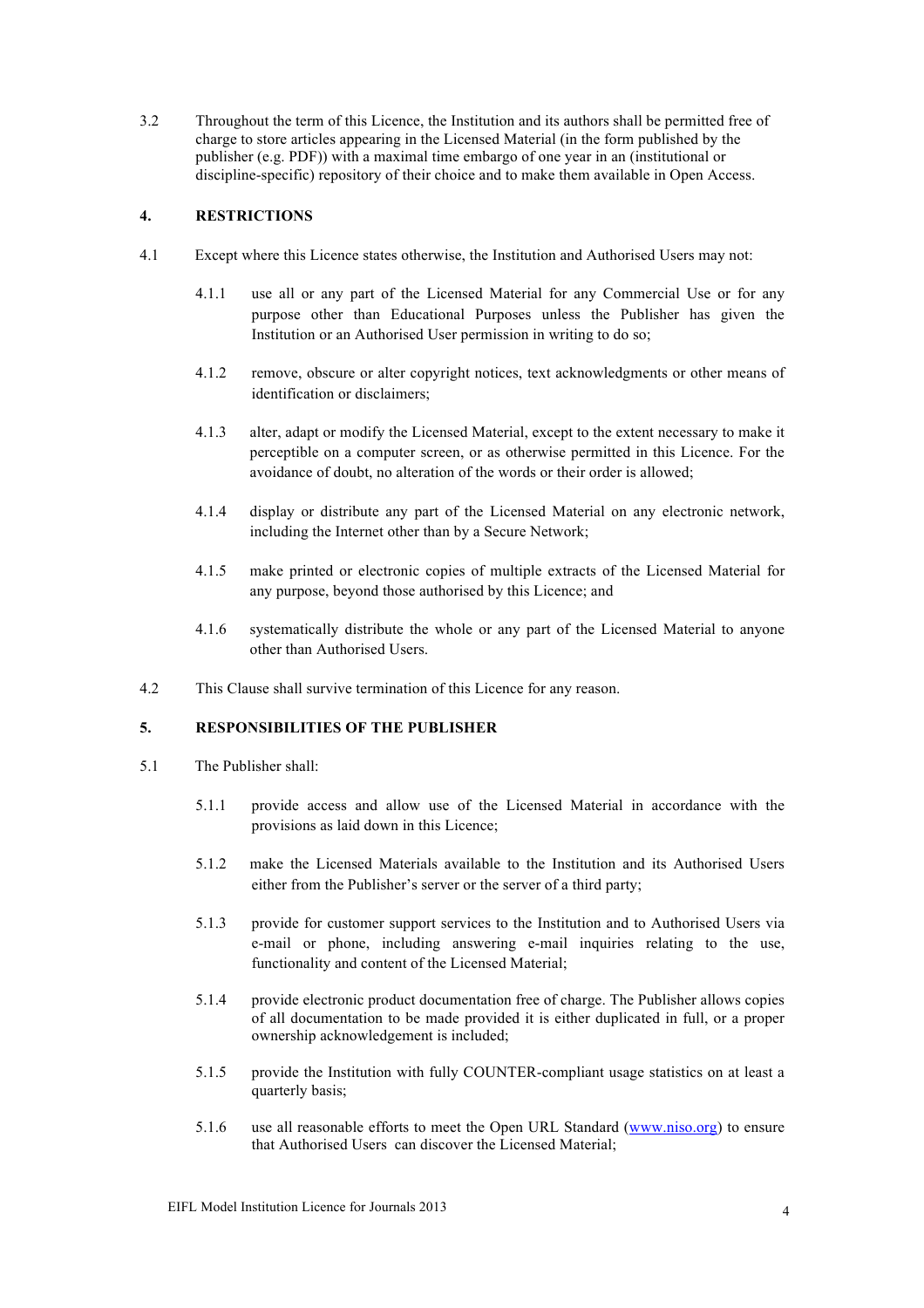3.2 Throughout the term of this Licence, the Institution and its authors shall be permitted free of charge to store articles appearing in the Licensed Material (in the form published by the publisher (e.g. PDF)) with a maximal time embargo of one year in an (institutional or discipline-specific) repository of their choice and to make them available in Open Access.

## 4. RESTRICTIONS

4.1 Except where this Licence states otherwise, the Institution and Authorised Users may not:

> 4.1.1 use all or any part of the Licensed Material for any Commercial Use or for any purpose other than Educational Purposes unless the Publisher has given the Institution or an Authorised User permission in writing to do so;
>
> 4.1.2 remove, obscure or alter copyright notices, text acknowledgments or other means of identification or disclaimers;
>
> 4.1.3 alter, adapt or modify the Licensed Material, except to the extent necessary to make it perceptible on a computer screen, or as otherwise permitted in this Licence. For the avoidance of doubt, no alteration of the words or their order is allowed;
>
> 4.1.4 display or distribute any part of the Licensed Material on any electronic network, including the Internet other than by a Secure Network;
>
> 4.1.5 make printed or electronic copies of multiple extracts of the Licensed Material for any purpose, beyond those authorised by this Licence; and
>
> 4.1.6 systematically distribute the whole or any part of the Licensed Material to anyone other than Authorised Users.

4.2 This Clause shall survive termination of this Licence for any reason.

## 5. RESPONSIBILITIES OF THE PUBLISHER

5.1 The Publisher shall:

> 5.1.1 provide access and allow use of the Licensed Material in accordance with the provisions as laid down in this Licence;
>
> 5.1.2 make the Licensed Materials available to the Institution and its Authorised Users either from the Publisher's server or the server of a third party;
>
> 5.1.3 provide for customer support services to the Institution and to Authorised Users via e-mail or phone, including answering e-mail inquiries relating to the use, functionality and content of the Licensed Material;
>
> 5.1.4 provide electronic product documentation free of charge. The Publisher allows copies of all documentation to be made provided it is either duplicated in full, or a proper ownership acknowledgement is included;
>
> 5.1.5 provide the Institution with fully COUNTER-compliant usage statistics on at least a quarterly basis;
>
> 5.1.6 use all reasonable efforts to meet the Open URL Standard (www.niso.org) to ensure that Authorised Users can discover the Licensed Material;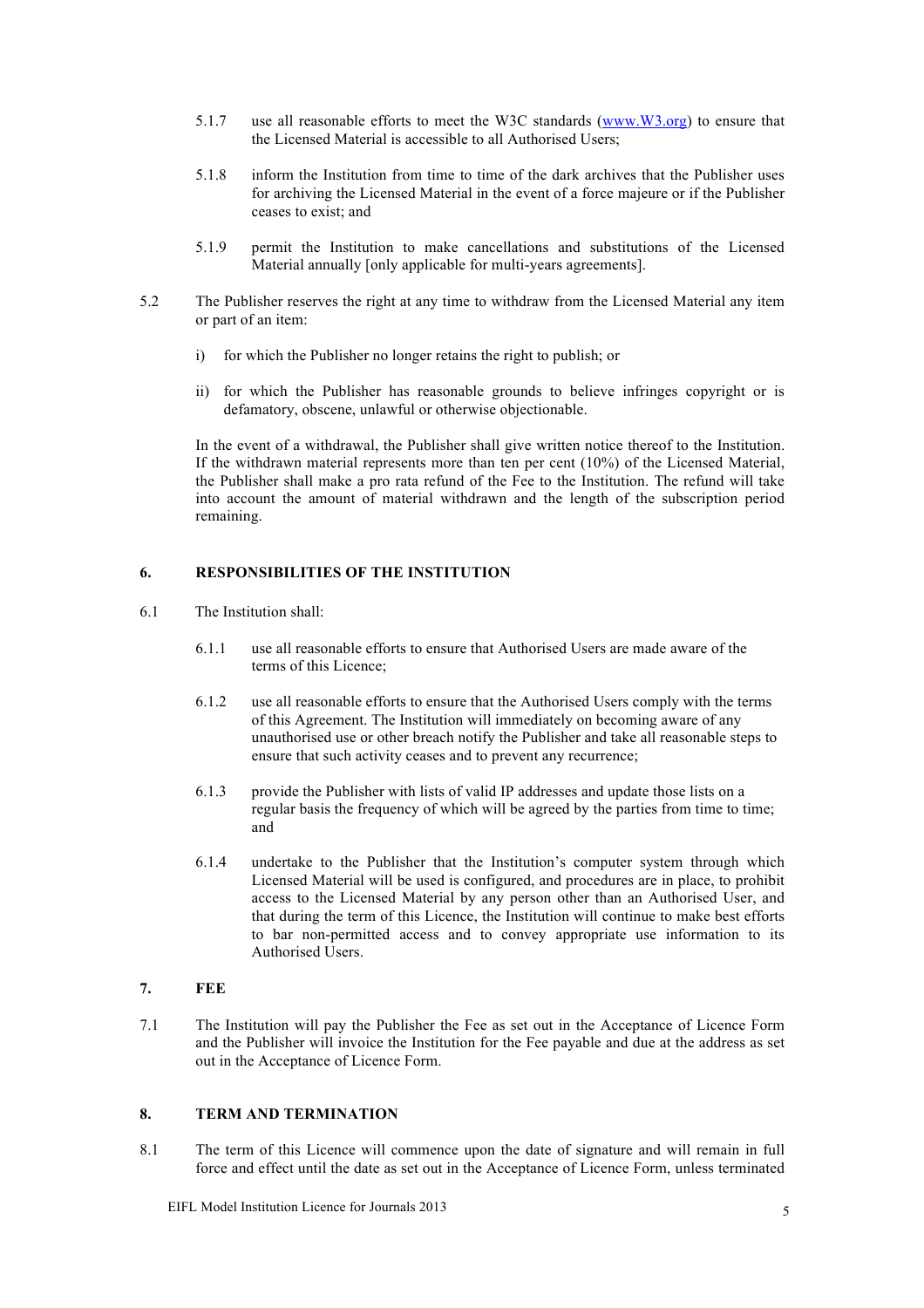5.1.7 use all reasonable efforts to meet the W3C standards (www.W3.org) to ensure that the Licensed Material is accessible to all Authorised Users;

5.1.8 inform the Institution from time to time of the dark archives that the Publisher uses for archiving the Licensed Material in the event of a force majeure or if the Publisher ceases to exist; and

5.1.9 permit the Institution to make cancellations and substitutions of the Licensed Material annually [only applicable for multi-years agreements].

5.2 The Publisher reserves the right at any time to withdraw from the Licensed Material any item or part of an item:

i) for which the Publisher no longer retains the right to publish; or

ii) for which the Publisher has reasonable grounds to believe infringes copyright or is defamatory, obscene, unlawful or otherwise objectionable.

In the event of a withdrawal, the Publisher shall give written notice thereof to the Institution. If the withdrawn material represents more than ten per cent (10%) of the Licensed Material, the Publisher shall make a pro rata refund of the Fee to the Institution. The refund will take into account the amount of material withdrawn and the length of the subscription period remaining.

## 6. RESPONSIBILITIES OF THE INSTITUTION

6.1 The Institution shall:

6.1.1 use all reasonable efforts to ensure that Authorised Users are made aware of the terms of this Licence;

6.1.2 use all reasonable efforts to ensure that the Authorised Users comply with the terms of this Agreement. The Institution will immediately on becoming aware of any unauthorised use or other breach notify the Publisher and take all reasonable steps to ensure that such activity ceases and to prevent any recurrence;

6.1.3 provide the Publisher with lists of valid IP addresses and update those lists on a regular basis the frequency of which will be agreed by the parties from time to time; and

6.1.4 undertake to the Publisher that the Institution's computer system through which Licensed Material will be used is configured, and procedures are in place, to prohibit access to the Licensed Material by any person other than an Authorised User, and that during the term of this Licence, the Institution will continue to make best efforts to bar non-permitted access and to convey appropriate use information to its Authorised Users.

## 7. FEE

7.1 The Institution will pay the Publisher the Fee as set out in the Acceptance of Licence Form and the Publisher will invoice the Institution for the Fee payable and due at the address as set out in the Acceptance of Licence Form.

## 8. TERM AND TERMINATION

8.1 The term of this Licence will commence upon the date of signature and will remain in full force and effect until the date as set out in the Acceptance of Licence Form, unless terminated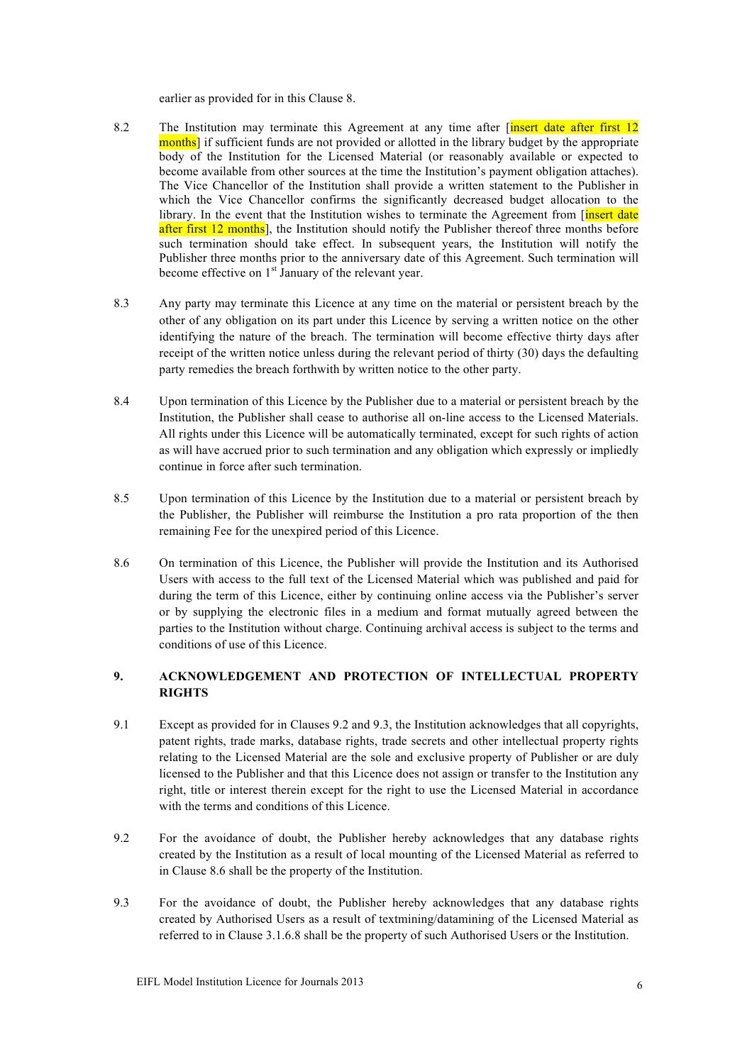earlier as provided for in this Clause 8.

8.2 The Institution may terminate this Agreement at any time after [insert date after first 12 months] if sufficient funds are not provided or allotted in the library budget by the appropriate body of the Institution for the Licensed Material (or reasonably available or expected to become available from other sources at the time the Institution's payment obligation attaches). The Vice Chancellor of the Institution shall provide a written statement to the Publisher in which the Vice Chancellor confirms the significantly decreased budget allocation to the library. In the event that the Institution wishes to terminate the Agreement from [insert date after first 12 months], the Institution should notify the Publisher thereof three months before such termination should take effect. In subsequent years, the Institution will notify the Publisher three months prior to the anniversary date of this Agreement. Such termination will become effective on 1st January of the relevant year.

8.3 Any party may terminate this Licence at any time on the material or persistent breach by the other of any obligation on its part under this Licence by serving a written notice on the other identifying the nature of the breach. The termination will become effective thirty days after receipt of the written notice unless during the relevant period of thirty (30) days the defaulting party remedies the breach forthwith by written notice to the other party.

8.4 Upon termination of this Licence by the Publisher due to a material or persistent breach by the Institution, the Publisher shall cease to authorise all on-line access to the Licensed Materials. All rights under this Licence will be automatically terminated, except for such rights of action as will have accrued prior to such termination and any obligation which expressly or impliedly continue in force after such termination.

8.5 Upon termination of this Licence by the Institution due to a material or persistent breach by the Publisher, the Publisher will reimburse the Institution a pro rata proportion of the then remaining Fee for the unexpired period of this Licence.

8.6 On termination of this Licence, the Publisher will provide the Institution and its Authorised Users with access to the full text of the Licensed Material which was published and paid for during the term of this Licence, either by continuing online access via the Publisher's server or by supplying the electronic files in a medium and format mutually agreed between the parties to the Institution without charge. Continuing archival access is subject to the terms and conditions of use of this Licence.

## 9. ACKNOWLEDGEMENT AND PROTECTION OF INTELLECTUAL PROPERTY RIGHTS

9.1 Except as provided for in Clauses 9.2 and 9.3, the Institution acknowledges that all copyrights, patent rights, trade marks, database rights, trade secrets and other intellectual property rights relating to the Licensed Material are the sole and exclusive property of Publisher or are duly licensed to the Publisher and that this Licence does not assign or transfer to the Institution any right, title or interest therein except for the right to use the Licensed Material in accordance with the terms and conditions of this Licence.

9.2 For the avoidance of doubt, the Publisher hereby acknowledges that any database rights created by the Institution as a result of local mounting of the Licensed Material as referred to in Clause 8.6 shall be the property of the Institution.

9.3 For the avoidance of doubt, the Publisher hereby acknowledges that any database rights created by Authorised Users as a result of textmining/datamining of the Licensed Material as referred to in Clause 3.1.6.8 shall be the property of such Authorised Users or the Institution.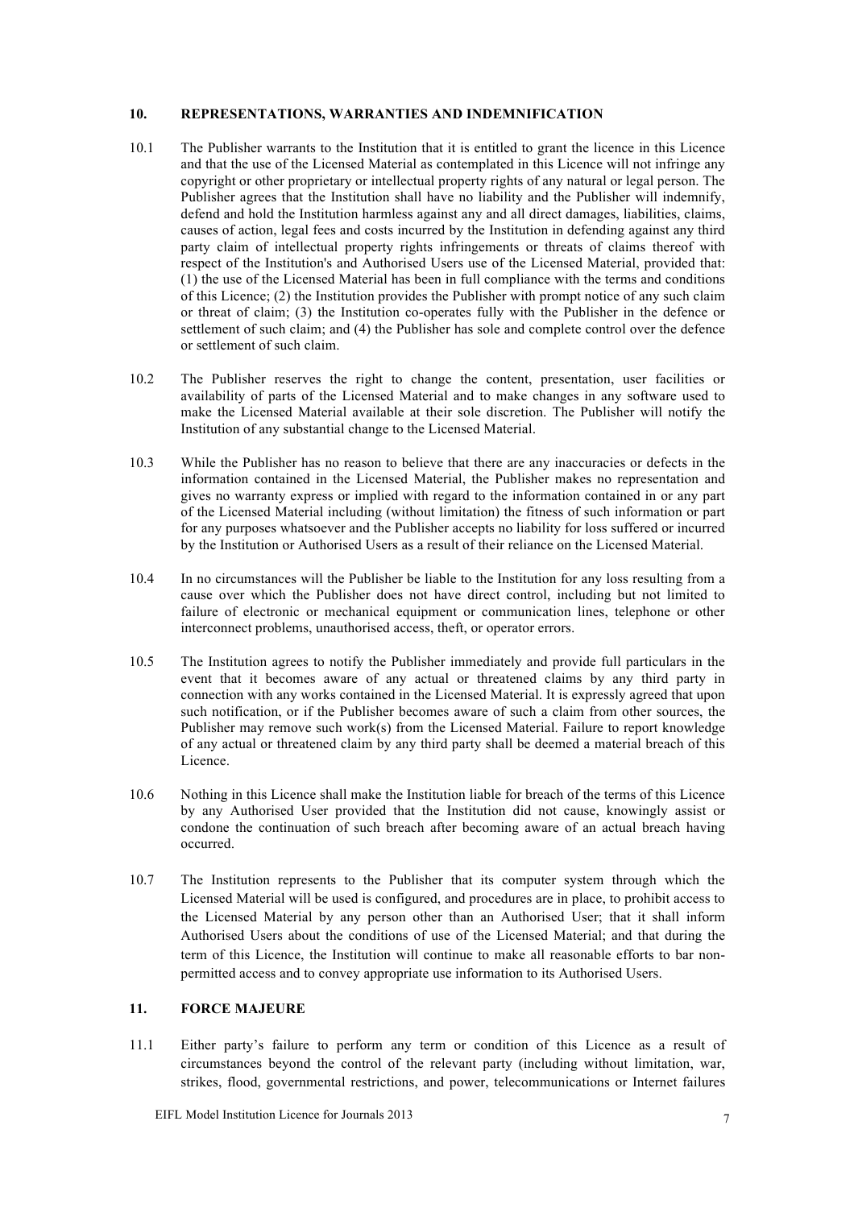## 10. REPRESENTATIONS, WARRANTIES AND INDEMNIFICATION

10.1 The Publisher warrants to the Institution that it is entitled to grant the licence in this Licence and that the use of the Licensed Material as contemplated in this Licence will not infringe any copyright or other proprietary or intellectual property rights of any natural or legal person. The Publisher agrees that the Institution shall have no liability and the Publisher will indemnify, defend and hold the Institution harmless against any and all direct damages, liabilities, claims, causes of action, legal fees and costs incurred by the Institution in defending against any third party claim of intellectual property rights infringements or threats of claims thereof with respect of the Institution's and Authorised Users use of the Licensed Material, provided that: (1) the use of the Licensed Material has been in full compliance with the terms and conditions of this Licence; (2) the Institution provides the Publisher with prompt notice of any such claim or threat of claim; (3) the Institution co-operates fully with the Publisher in the defence or settlement of such claim; and (4) the Publisher has sole and complete control over the defence or settlement of such claim.

10.2 The Publisher reserves the right to change the content, presentation, user facilities or availability of parts of the Licensed Material and to make changes in any software used to make the Licensed Material available at their sole discretion. The Publisher will notify the Institution of any substantial change to the Licensed Material.

10.3 While the Publisher has no reason to believe that there are any inaccuracies or defects in the information contained in the Licensed Material, the Publisher makes no representation and gives no warranty express or implied with regard to the information contained in or any part of the Licensed Material including (without limitation) the fitness of such information or part for any purposes whatsoever and the Publisher accepts no liability for loss suffered or incurred by the Institution or Authorised Users as a result of their reliance on the Licensed Material.

10.4 In no circumstances will the Publisher be liable to the Institution for any loss resulting from a cause over which the Publisher does not have direct control, including but not limited to failure of electronic or mechanical equipment or communication lines, telephone or other interconnect problems, unauthorised access, theft, or operator errors.

10.5 The Institution agrees to notify the Publisher immediately and provide full particulars in the event that it becomes aware of any actual or threatened claims by any third party in connection with any works contained in the Licensed Material. It is expressly agreed that upon such notification, or if the Publisher becomes aware of such a claim from other sources, the Publisher may remove such work(s) from the Licensed Material. Failure to report knowledge of any actual or threatened claim by any third party shall be deemed a material breach of this Licence.

10.6 Nothing in this Licence shall make the Institution liable for breach of the terms of this Licence by any Authorised User provided that the Institution did not cause, knowingly assist or condone the continuation of such breach after becoming aware of an actual breach having occurred.

10.7 The Institution represents to the Publisher that its computer system through which the Licensed Material will be used is configured, and procedures are in place, to prohibit access to the Licensed Material by any person other than an Authorised User; that it shall inform Authorised Users about the conditions of use of the Licensed Material; and that during the term of this Licence, the Institution will continue to make all reasonable efforts to bar non-permitted access and to convey appropriate use information to its Authorised Users.

## 11. FORCE MAJEURE

11.1 Either party's failure to perform any term or condition of this Licence as a result of circumstances beyond the control of the relevant party (including without limitation, war, strikes, flood, governmental restrictions, and power, telecommunications or Internet failures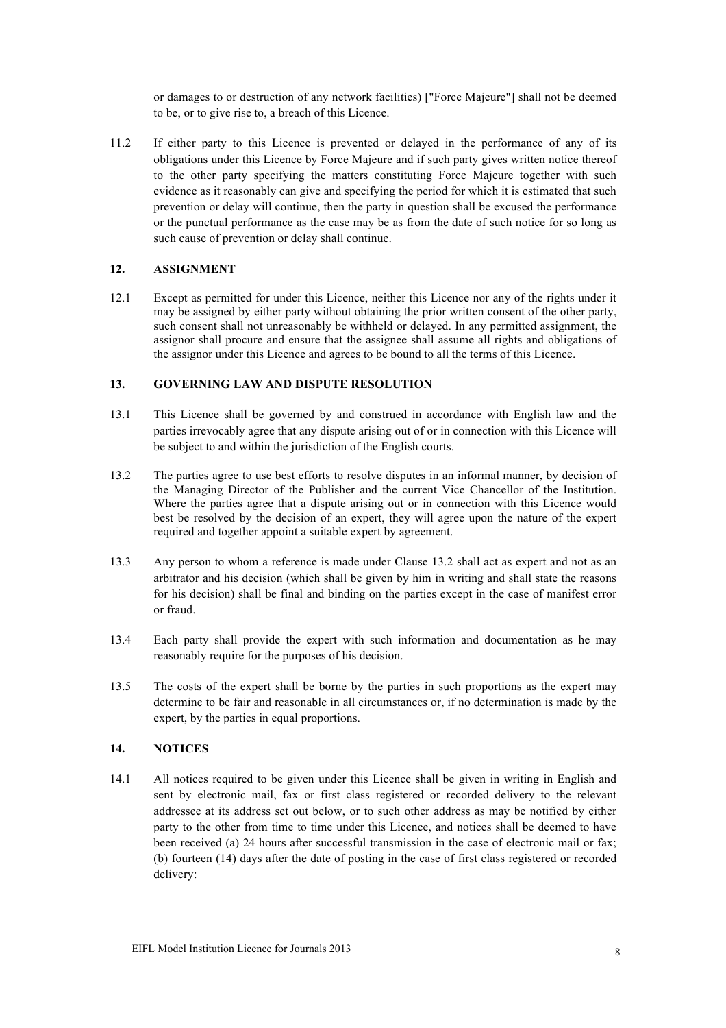or damages to or destruction of any network facilities) ["Force Majeure"] shall not be deemed to be, or to give rise to, a breach of this Licence.

11.2 If either party to this Licence is prevented or delayed in the performance of any of its obligations under this Licence by Force Majeure and if such party gives written notice thereof to the other party specifying the matters constituting Force Majeure together with such evidence as it reasonably can give and specifying the period for which it is estimated that such prevention or delay will continue, then the party in question shall be excused the performance or the punctual performance as the case may be as from the date of such notice for so long as such cause of prevention or delay shall continue.

## 12. ASSIGNMENT

12.1 Except as permitted for under this Licence, neither this Licence nor any of the rights under it may be assigned by either party without obtaining the prior written consent of the other party, such consent shall not unreasonably be withheld or delayed. In any permitted assignment, the assignor shall procure and ensure that the assignee shall assume all rights and obligations of the assignor under this Licence and agrees to be bound to all the terms of this Licence.

## 13. GOVERNING LAW AND DISPUTE RESOLUTION

13.1 This Licence shall be governed by and construed in accordance with English law and the parties irrevocably agree that any dispute arising out of or in connection with this Licence will be subject to and within the jurisdiction of the English courts.

13.2 The parties agree to use best efforts to resolve disputes in an informal manner, by decision of the Managing Director of the Publisher and the current Vice Chancellor of the Institution. Where the parties agree that a dispute arising out or in connection with this Licence would best be resolved by the decision of an expert, they will agree upon the nature of the expert required and together appoint a suitable expert by agreement.

13.3 Any person to whom a reference is made under Clause 13.2 shall act as expert and not as an arbitrator and his decision (which shall be given by him in writing and shall state the reasons for his decision) shall be final and binding on the parties except in the case of manifest error or fraud.

13.4 Each party shall provide the expert with such information and documentation as he may reasonably require for the purposes of his decision.

13.5 The costs of the expert shall be borne by the parties in such proportions as the expert may determine to be fair and reasonable in all circumstances or, if no determination is made by the expert, by the parties in equal proportions.

## 14. NOTICES

14.1 All notices required to be given under this Licence shall be given in writing in English and sent by electronic mail, fax or first class registered or recorded delivery to the relevant addressee at its address set out below, or to such other address as may be notified by either party to the other from time to time under this Licence, and notices shall be deemed to have been received (a) 24 hours after successful transmission in the case of electronic mail or fax; (b) fourteen (14) days after the date of posting in the case of first class registered or recorded delivery: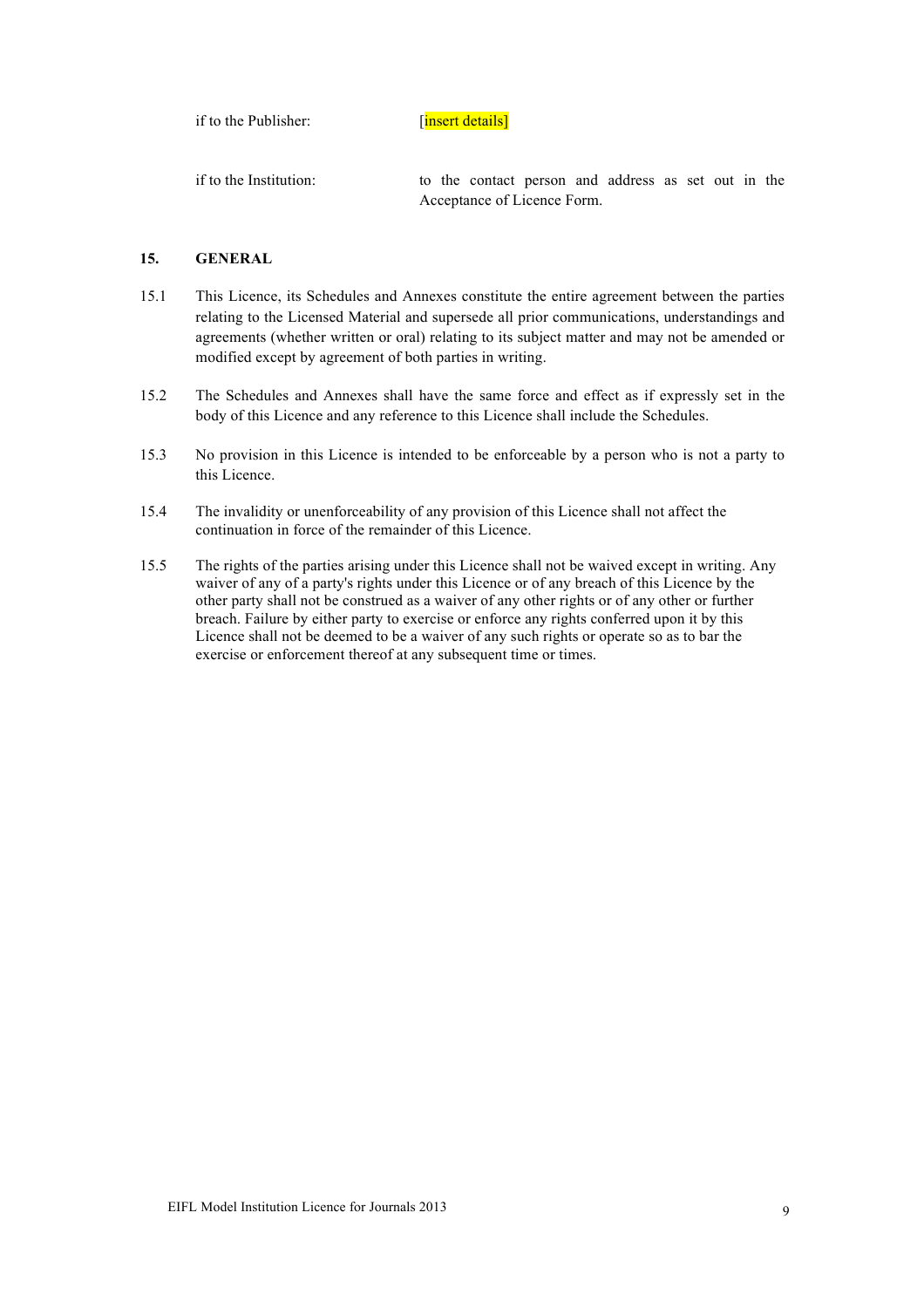if to the Publisher: [insert details]

if to the Institution: to the contact person and address as set out in the Acceptance of Licence Form.

## 15. GENERAL

15.1 This Licence, its Schedules and Annexes constitute the entire agreement between the parties relating to the Licensed Material and supersede all prior communications, understandings and agreements (whether written or oral) relating to its subject matter and may not be amended or modified except by agreement of both parties in writing.

15.2 The Schedules and Annexes shall have the same force and effect as if expressly set in the body of this Licence and any reference to this Licence shall include the Schedules.

15.3 No provision in this Licence is intended to be enforceable by a person who is not a party to this Licence.

15.4 The invalidity or unenforceability of any provision of this Licence shall not affect the continuation in force of the remainder of this Licence.

15.5 The rights of the parties arising under this Licence shall not be waived except in writing. Any waiver of any of a party's rights under this Licence or of any breach of this Licence by the other party shall not be construed as a waiver of any other rights or of any other or further breach. Failure by either party to exercise or enforce any rights conferred upon it by this Licence shall not be deemed to be a waiver of any such rights or operate so as to bar the exercise or enforcement thereof at any subsequent time or times.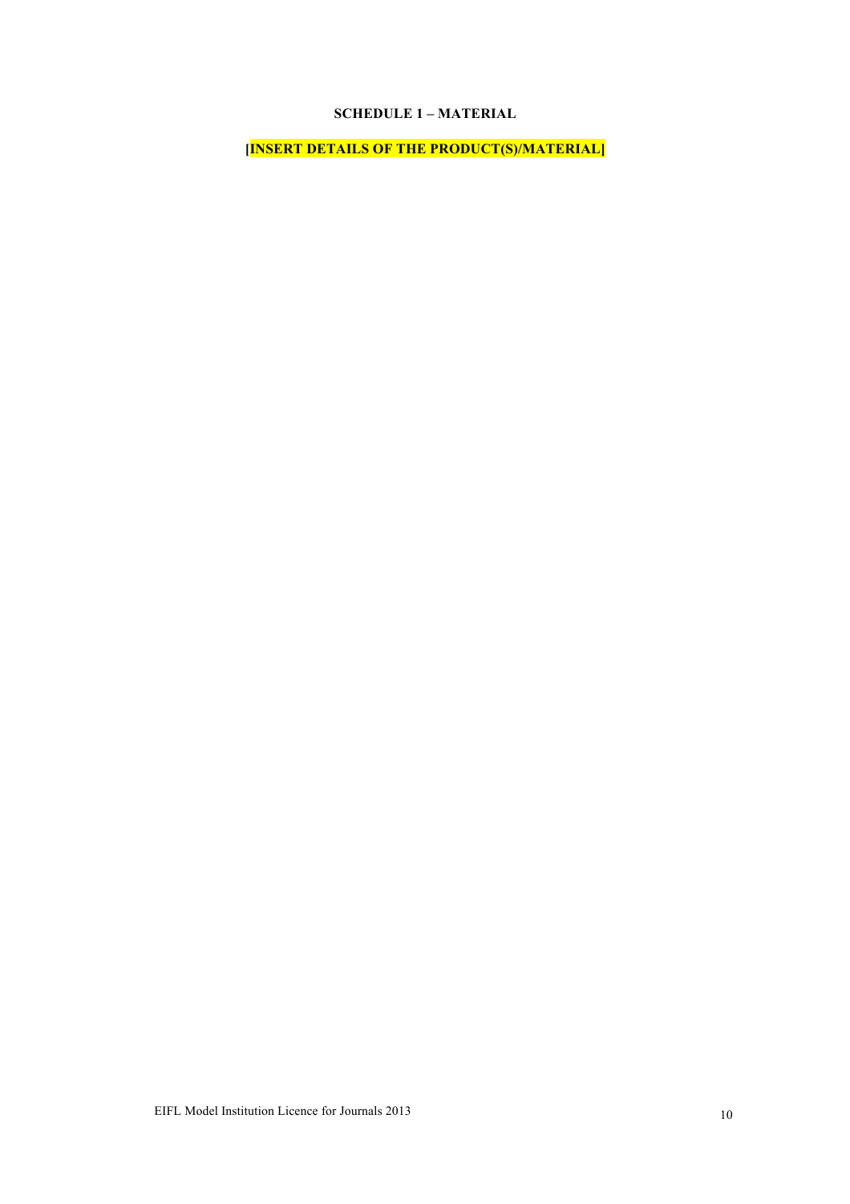**SCHEDULE 1 – MATERIAL**

**[INSERT DETAILS OF THE PRODUCT(S)/MATERIAL]**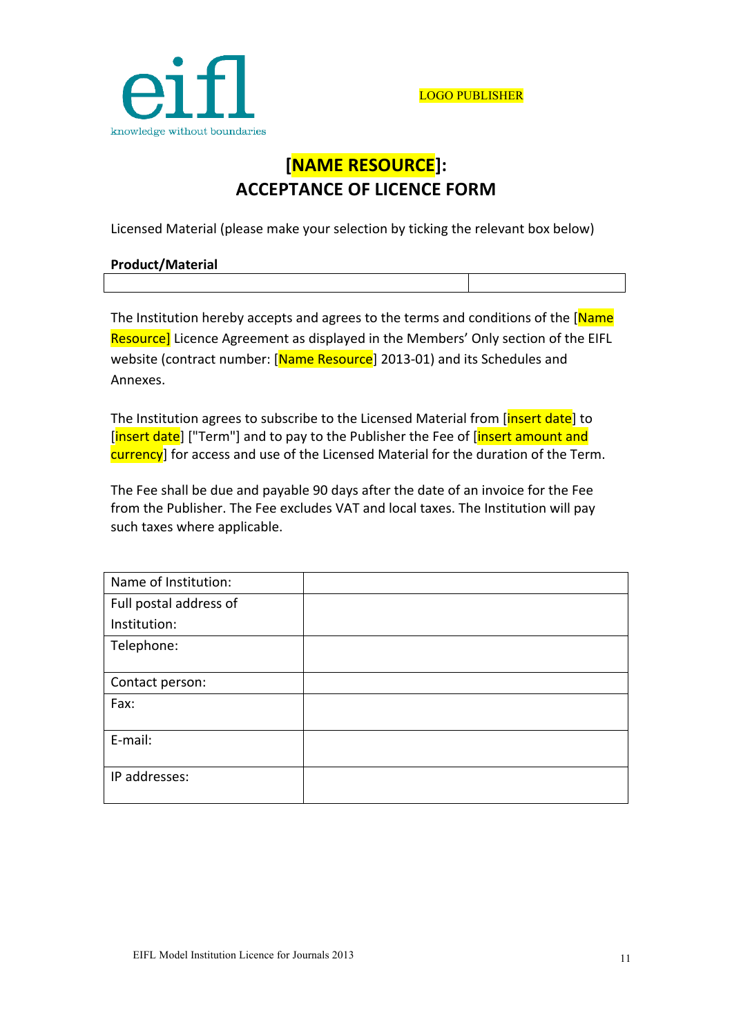eifl
knowledge without boundaries

LOGO PUBLISHER

# [NAME RESOURCE]:
# ACCEPTANCE OF LICENCE FORM

Licensed Material (please make your selection by ticking the relevant box below)

**Product/Material**

| | |
|---|---|
| | |

The Institution hereby accepts and agrees to the terms and conditions of the [Name Resource] Licence Agreement as displayed in the Members' Only section of the EIFL website (contract number: [Name Resource] 2013-01) and its Schedules and Annexes.

The Institution agrees to subscribe to the Licensed Material from [insert date] to [insert date] ["Term"] and to pay to the Publisher the Fee of [insert amount and currency] for access and use of the Licensed Material for the duration of the Term.

The Fee shall be due and payable 90 days after the date of an invoice for the Fee from the Publisher. The Fee excludes VAT and local taxes. The Institution will pay such taxes where applicable.

| | |
|---|---|
| Name of Institution: | |
| Full postal address of Institution: | |
| Telephone: | |
| Contact person: | |
| Fax: | |
| E-mail: | |
| IP addresses: | |

EIFL Model Institution Licence for Journals 2013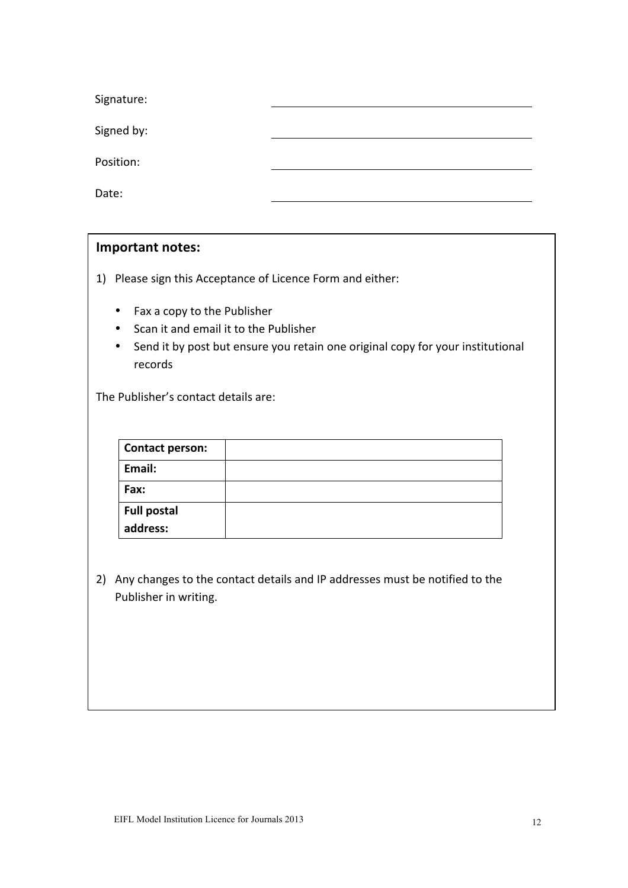Signature: ______________________________

Signed by: ______________________________

Position: ______________________________

Date: ______________________________

**Important notes:**

1) Please sign this Acceptance of Licence Form and either:

    - Fax a copy to the Publisher
    - Scan it and email it to the Publisher
    - Send it by post but ensure you retain one original copy for your institutional records

The Publisher's contact details are:

| | |
|---|---|
| **Contact person:** | |
| **Email:** | |
| **Fax:** | |
| **Full postal address:** | |

2) Any changes to the contact details and IP addresses must be notified to the Publisher in writing.